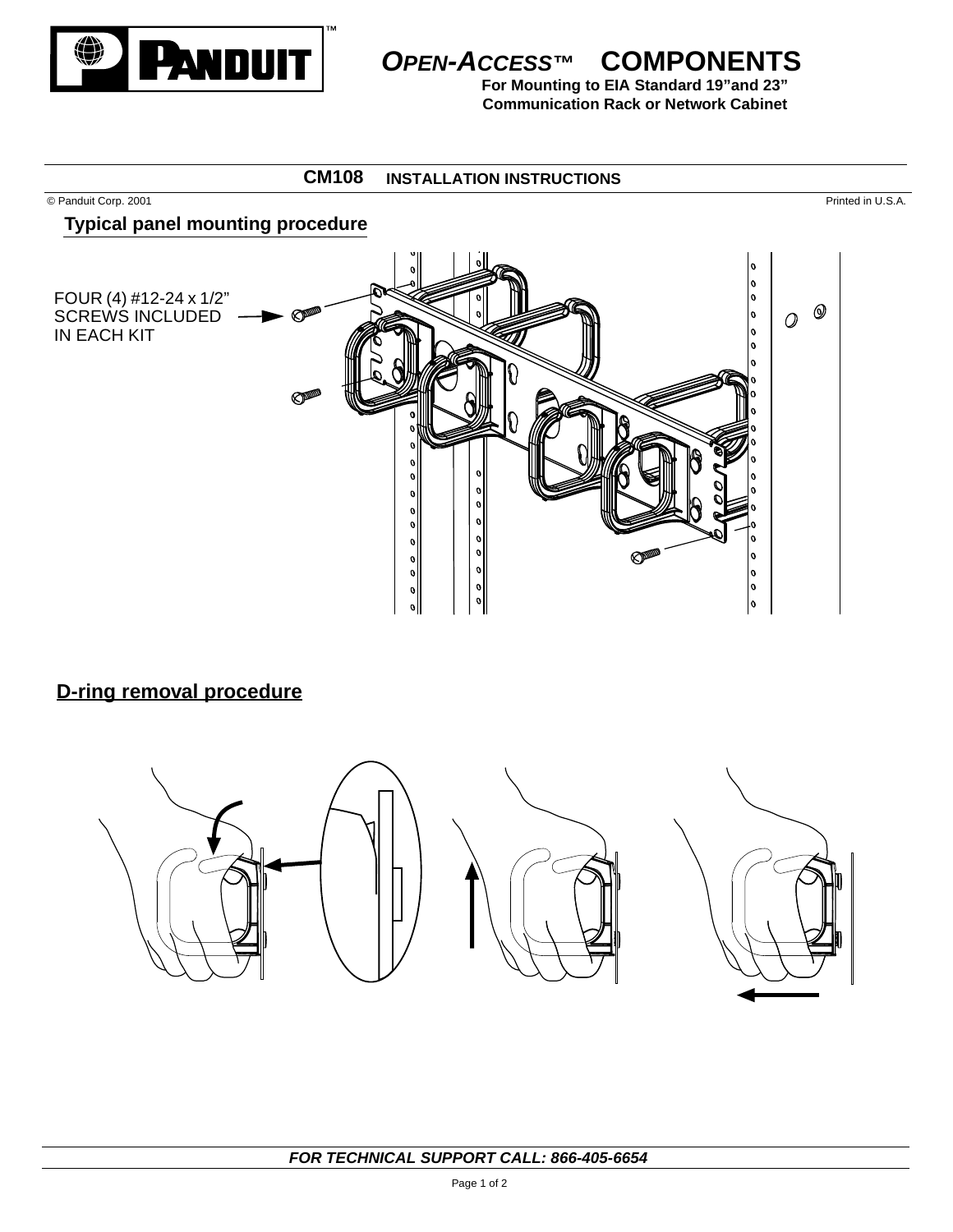# PANDUIT™

## *OPEN-ACCESS*™ COMPONENTS

**For Mounting to EIA Standard 19"and 23" Communication Rack or Network Cabinet**

**CM108 INSTALLATION INSTRUCTIONS**

© Panduit Corp. 2001 Printed in U.S.A.

### Typical panel mounting procedure

FOUR (4) #12-24 x 1/2" SCREWS INCLUDED IN EACH KIT

### D-ring removal procedure

***FOR TECHNICAL SUPPORT CALL: 866-405-6654***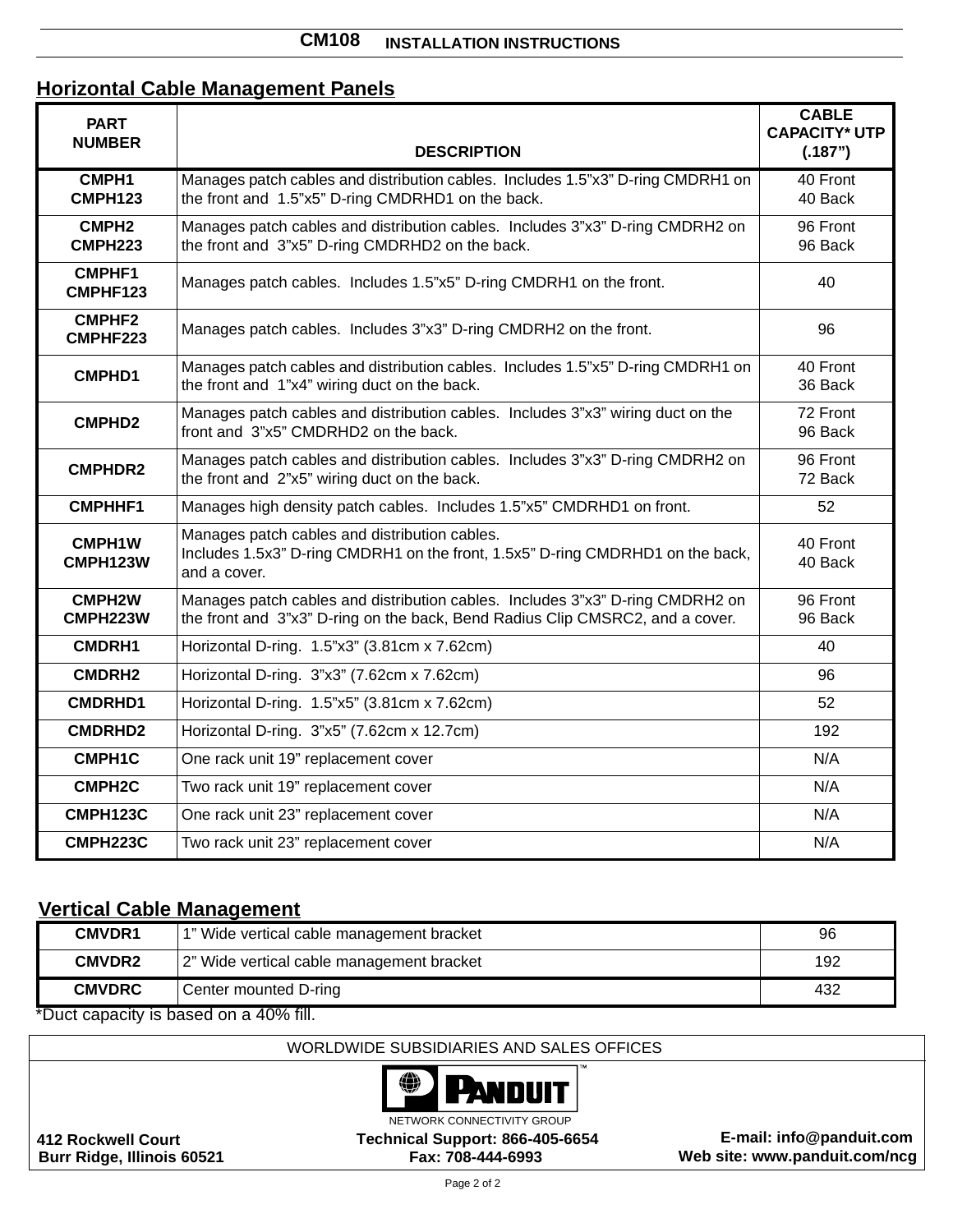## Horizontal Cable Management Panels

| PART NUMBER | DESCRIPTION | CABLE CAPACITY* UTP (.187”) |
|---|---|---|
| **CMPH1** **CMPH123** | Manages patch cables and distribution cables. Includes 1.5”x3” D-ring CMDRH1 on the front and 1.5”x5” D-ring CMDRHD1 on the back. | 40 Front 40 Back |
| **CMPH2** **CMPH223** | Manages patch cables and distribution cables. Includes 3”x3” D-ring CMDRH2 on the front and 3”x5” D-ring CMDRHD2 on the back. | 96 Front 96 Back |
| **CMPHF1** **CMPHF123** | Manages patch cables. Includes 1.5”x5” D-ring CMDRH1 on the front. | 40 |
| **CMPHF2** **CMPHF223** | Manages patch cables. Includes 3”x3” D-ring CMDRH2 on the front. | 96 |
| **CMPHD1** | Manages patch cables and distribution cables. Includes 1.5”x5” D-ring CMDRH1 on the front and 1”x4” wiring duct on the back. | 40 Front 36 Back |
| **CMPHD2** | Manages patch cables and distribution cables. Includes 3”x3” wiring duct on the front and 3”x5” CMDRHD2 on the back. | 72 Front 96 Back |
| **CMPHDR2** | Manages patch cables and distribution cables. Includes 3”x3” D-ring CMDRH2 on the front and 2”x5” wiring duct on the back. | 96 Front 72 Back |
| **CMPHHF1** | Manages high density patch cables. Includes 1.5”x5” CMDRHD1 on front. | 52 |
| **CMPH1W** **CMPH123W** | Manages patch cables and distribution cables. Includes 1.5x3” D-ring CMDRH1 on the front, 1.5x5” D-ring CMDRHD1 on the back, and a cover. | 40 Front 40 Back |
| **CMPH2W** **CMPH223W** | Manages patch cables and distribution cables. Includes 3”x3” D-ring CMDRH2 on the front and 3”x3” D-ring on the back, Bend Radius Clip CMSRC2, and a cover. | 96 Front 96 Back |
| **CMDRH1** | Horizontal D-ring. 1.5”x3” (3.81cm x 7.62cm) | 40 |
| **CMDRH2** | Horizontal D-ring. 3”x3” (7.62cm x 7.62cm) | 96 |
| **CMDRHD1** | Horizontal D-ring. 1.5”x5” (3.81cm x 7.62cm) | 52 |
| **CMDRHD2** | Horizontal D-ring. 3”x5” (7.62cm x 12.7cm) | 192 |
| **CMPH1C** | One rack unit 19” replacement cover | N/A |
| **CMPH2C** | Two rack unit 19” replacement cover | N/A |
| **CMPH123C** | One rack unit 23” replacement cover | N/A |
| **CMPH223C** | Two rack unit 23” replacement cover | N/A |

## Vertical Cable Management

| | | |
|---|---|---|
| **CMVDR1** | 1” Wide vertical cable management bracket | 96 |
| **CMVDR2** | 2” Wide vertical cable management bracket | 192 |
| **CMVDRC** | Center mounted D-ring | 432 |

*Duct capacity is based on a 40% fill.

WORLDWIDE SUBSIDIARIES AND SALES OFFICES

PANDUIT™

NETWORK CONNECTIVITY GROUP

**412 Rockwell Court**
**Burr Ridge, Illinois 60521**

**Technical Support: 866-405-6654**
**Fax: 708-444-6993**

**E-mail: info@panduit.com**
**Web site: www.panduit.com/ncg**